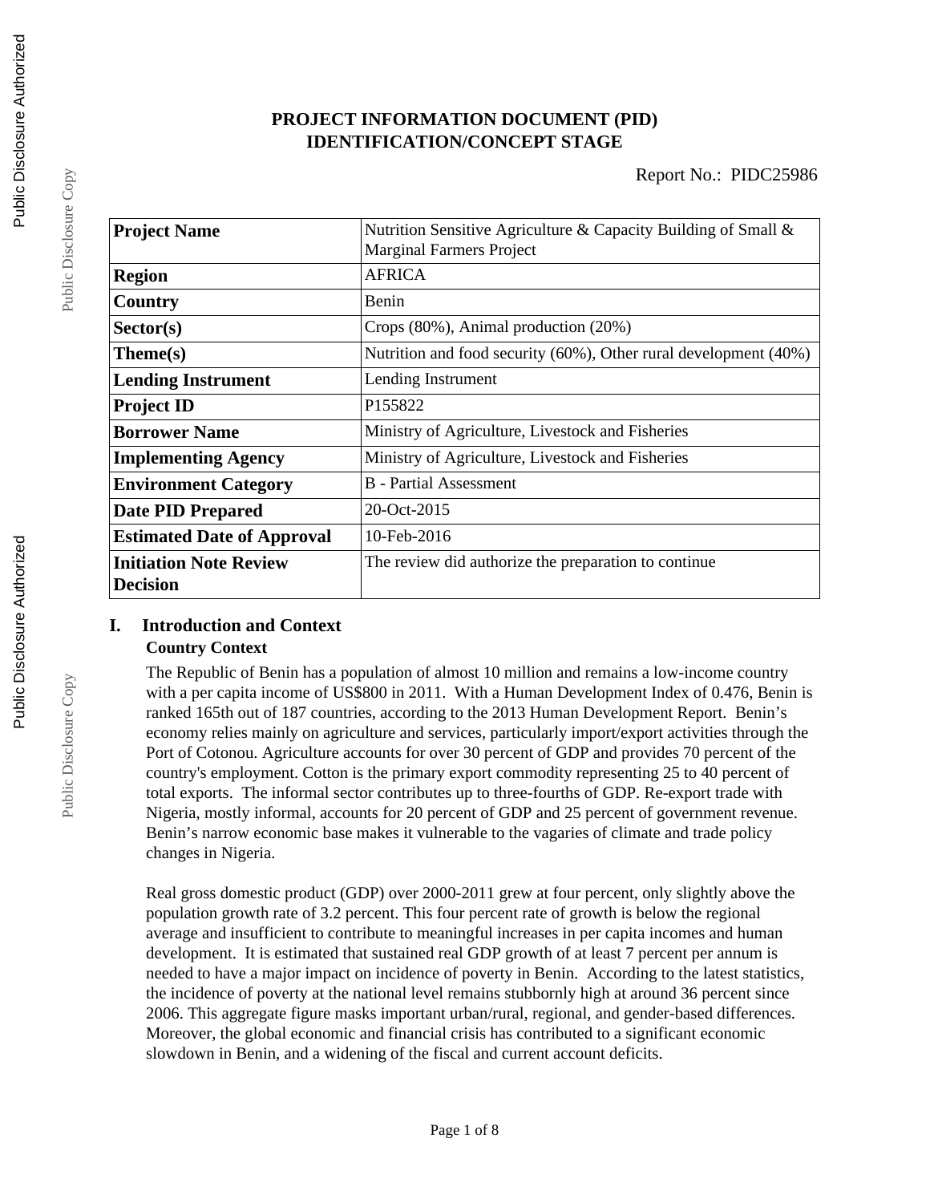# PROJECT INFORMATION DOCUMENT (PID)
# IDENTIFICATION/CONCEPT STAGE

Report No.: PIDC25986

| | |
|---|---|
| **Project Name** | Nutrition Sensitive Agriculture & Capacity Building of Small & Marginal Farmers Project |
| **Region** | AFRICA |
| **Country** | Benin |
| **Sector(s)** | Crops (80%), Animal production (20%) |
| **Theme(s)** | Nutrition and food security (60%), Other rural development (40%) |
| **Lending Instrument** | Lending Instrument |
| **Project ID** | P155822 |
| **Borrower Name** | Ministry of Agriculture, Livestock and Fisheries |
| **Implementing Agency** | Ministry of Agriculture, Livestock and Fisheries |
| **Environment Category** | B - Partial Assessment |
| **Date PID Prepared** | 20-Oct-2015 |
| **Estimated Date of Approval** | 10-Feb-2016 |
| **Initiation Note Review Decision** | The review did authorize the preparation to continue |

## I. Introduction and Context

### Country Context

The Republic of Benin has a population of almost 10 million and remains a low-income country with a per capita income of US$800 in 2011. With a Human Development Index of 0.476, Benin is ranked 165th out of 187 countries, according to the 2013 Human Development Report. Benin's economy relies mainly on agriculture and services, particularly import/export activities through the Port of Cotonou. Agriculture accounts for over 30 percent of GDP and provides 70 percent of the country's employment. Cotton is the primary export commodity representing 25 to 40 percent of total exports. The informal sector contributes up to three-fourths of GDP. Re-export trade with Nigeria, mostly informal, accounts for 20 percent of GDP and 25 percent of government revenue. Benin's narrow economic base makes it vulnerable to the vagaries of climate and trade policy changes in Nigeria.

Real gross domestic product (GDP) over 2000-2011 grew at four percent, only slightly above the population growth rate of 3.2 percent. This four percent rate of growth is below the regional average and insufficient to contribute to meaningful increases in per capita incomes and human development. It is estimated that sustained real GDP growth of at least 7 percent per annum is needed to have a major impact on incidence of poverty in Benin. According to the latest statistics, the incidence of poverty at the national level remains stubbornly high at around 36 percent since 2006. This aggregate figure masks important urban/rural, regional, and gender-based differences. Moreover, the global economic and financial crisis has contributed to a significant economic slowdown in Benin, and a widening of the fiscal and current account deficits.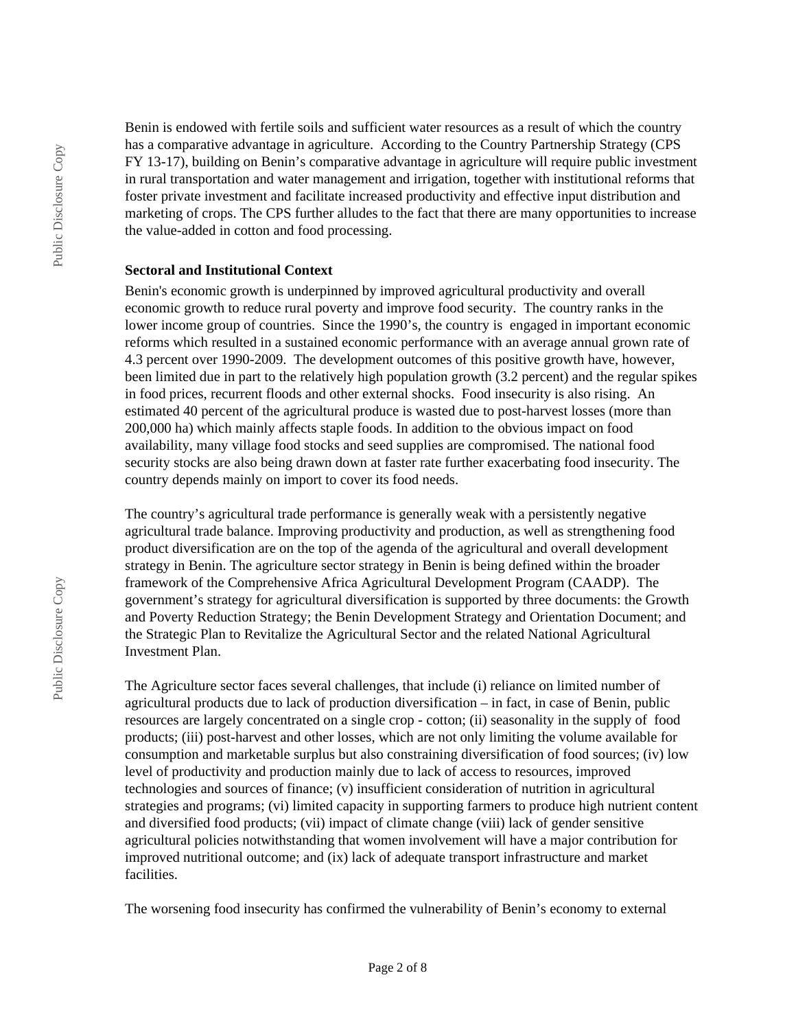Benin is endowed with fertile soils and sufficient water resources as a result of which the country has a comparative advantage in agriculture.  According to the Country Partnership Strategy (CPS FY 13-17), building on Benin's comparative advantage in agriculture will require public investment in rural transportation and water management and irrigation, together with institutional reforms that foster private investment and facilitate increased productivity and effective input distribution and marketing of crops. The CPS further alludes to the fact that there are many opportunities to increase the value-added in cotton and food processing.

**Sectoral and Institutional Context**

Benin's economic growth is underpinned by improved agricultural productivity and overall economic growth to reduce rural poverty and improve food security.  The country ranks in the lower income group of countries.  Since the 1990's, the country is  engaged in important economic reforms which resulted in a sustained economic performance with an average annual grown rate of 4.3 percent over 1990-2009.  The development outcomes of this positive growth have, however, been limited due in part to the relatively high population growth (3.2 percent) and the regular spikes in food prices, recurrent floods and other external shocks.  Food insecurity is also rising.  An estimated 40 percent of the agricultural produce is wasted due to post-harvest losses (more than 200,000 ha) which mainly affects staple foods. In addition to the obvious impact on food availability, many village food stocks and seed supplies are compromised. The national food security stocks are also being drawn down at faster rate further exacerbating food insecurity. The country depends mainly on import to cover its food needs.

The country's agricultural trade performance is generally weak with a persistently negative agricultural trade balance. Improving productivity and production, as well as strengthening food product diversification are on the top of the agenda of the agricultural and overall development strategy in Benin. The agriculture sector strategy in Benin is being defined within the broader framework of the Comprehensive Africa Agricultural Development Program (CAADP).  The government's strategy for agricultural diversification is supported by three documents: the Growth and Poverty Reduction Strategy; the Benin Development Strategy and Orientation Document; and the Strategic Plan to Revitalize the Agricultural Sector and the related National Agricultural Investment Plan.

The Agriculture sector faces several challenges, that include (i) reliance on limited number of agricultural products due to lack of production diversification – in fact, in case of Benin, public resources are largely concentrated on a single crop - cotton; (ii) seasonality in the supply of  food products; (iii) post-harvest and other losses, which are not only limiting the volume available for consumption and marketable surplus but also constraining diversification of food sources; (iv) low level of productivity and production mainly due to lack of access to resources, improved technologies and sources of finance; (v) insufficient consideration of nutrition in agricultural strategies and programs; (vi) limited capacity in supporting farmers to produce high nutrient content and diversified food products; (vii) impact of climate change (viii) lack of gender sensitive agricultural policies notwithstanding that women involvement will have a major contribution for improved nutritional outcome; and (ix) lack of adequate transport infrastructure and market facilities.

The worsening food insecurity has confirmed the vulnerability of Benin's economy to external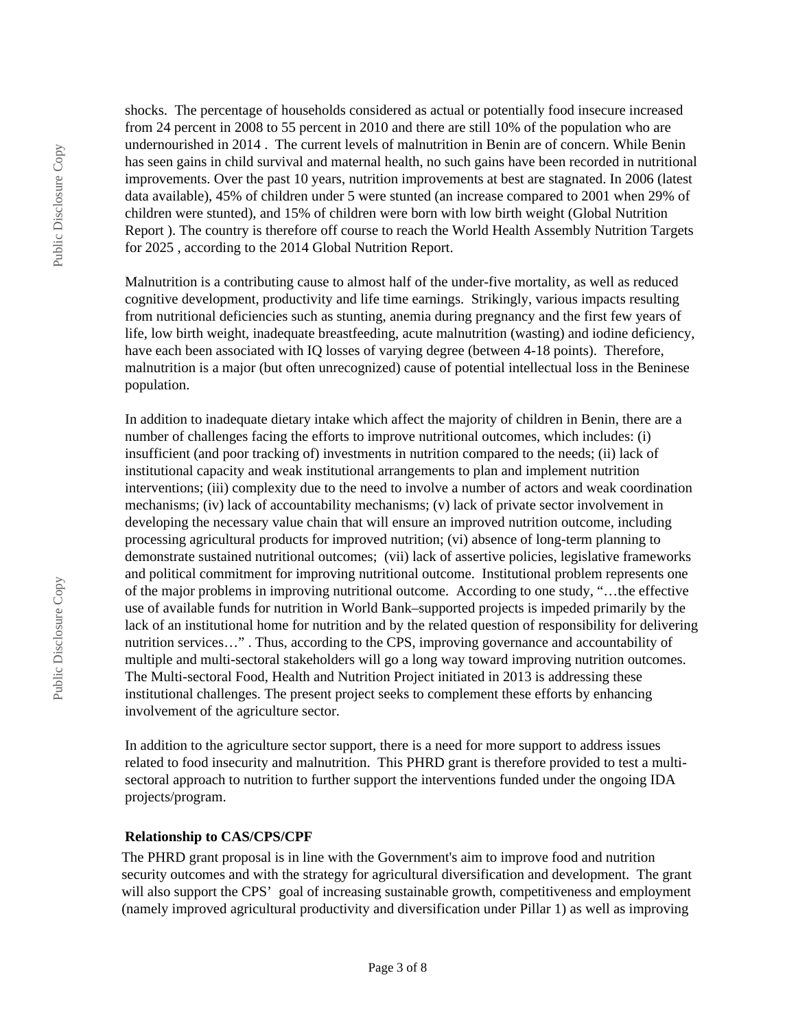shocks. The percentage of households considered as actual or potentially food insecure increased from 24 percent in 2008 to 55 percent in 2010 and there are still 10% of the population who are undernourished in 2014 . The current levels of malnutrition in Benin are of concern. While Benin has seen gains in child survival and maternal health, no such gains have been recorded in nutritional improvements. Over the past 10 years, nutrition improvements at best are stagnated. In 2006 (latest data available), 45% of children under 5 were stunted (an increase compared to 2001 when 29% of children were stunted), and 15% of children were born with low birth weight (Global Nutrition Report ). The country is therefore off course to reach the World Health Assembly Nutrition Targets for 2025 , according to the 2014 Global Nutrition Report.

Malnutrition is a contributing cause to almost half of the under-five mortality, as well as reduced cognitive development, productivity and life time earnings. Strikingly, various impacts resulting from nutritional deficiencies such as stunting, anemia during pregnancy and the first few years of life, low birth weight, inadequate breastfeeding, acute malnutrition (wasting) and iodine deficiency, have each been associated with IQ losses of varying degree (between 4-18 points). Therefore, malnutrition is a major (but often unrecognized) cause of potential intellectual loss in the Beninese population.

In addition to inadequate dietary intake which affect the majority of children in Benin, there are a number of challenges facing the efforts to improve nutritional outcomes, which includes: (i) insufficient (and poor tracking of) investments in nutrition compared to the needs; (ii) lack of institutional capacity and weak institutional arrangements to plan and implement nutrition interventions; (iii) complexity due to the need to involve a number of actors and weak coordination mechanisms; (iv) lack of accountability mechanisms; (v) lack of private sector involvement in developing the necessary value chain that will ensure an improved nutrition outcome, including processing agricultural products for improved nutrition; (vi) absence of long-term planning to demonstrate sustained nutritional outcomes; (vii) lack of assertive policies, legislative frameworks and political commitment for improving nutritional outcome. Institutional problem represents one of the major problems in improving nutritional outcome. According to one study, "…the effective use of available funds for nutrition in World Bank–supported projects is impeded primarily by the lack of an institutional home for nutrition and by the related question of responsibility for delivering nutrition services…" . Thus, according to the CPS, improving governance and accountability of multiple and multi-sectoral stakeholders will go a long way toward improving nutrition outcomes. The Multi-sectoral Food, Health and Nutrition Project initiated in 2013 is addressing these institutional challenges. The present project seeks to complement these efforts by enhancing involvement of the agriculture sector.

In addition to the agriculture sector support, there is a need for more support to address issues related to food insecurity and malnutrition. This PHRD grant is therefore provided to test a multi-sectoral approach to nutrition to further support the interventions funded under the ongoing IDA projects/program.

**Relationship to CAS/CPS/CPF**

The PHRD grant proposal is in line with the Government's aim to improve food and nutrition security outcomes and with the strategy for agricultural diversification and development. The grant will also support the CPS' goal of increasing sustainable growth, competitiveness and employment (namely improved agricultural productivity and diversification under Pillar 1) as well as improving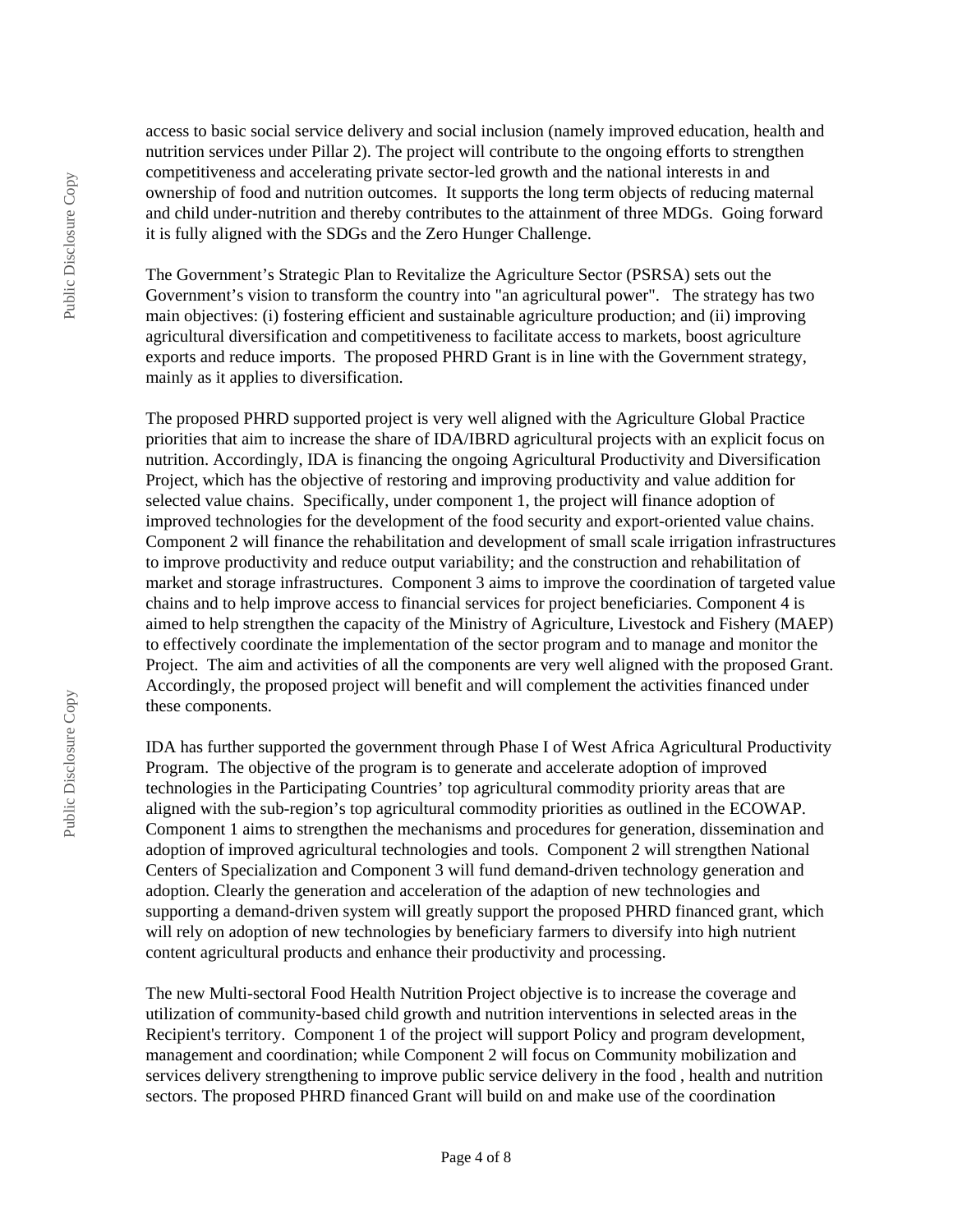access to basic social service delivery and social inclusion (namely improved education, health and nutrition services under Pillar 2). The project will contribute to the ongoing efforts to strengthen competitiveness and accelerating private sector-led growth and the national interests in and ownership of food and nutrition outcomes. It supports the long term objects of reducing maternal and child under-nutrition and thereby contributes to the attainment of three MDGs. Going forward it is fully aligned with the SDGs and the Zero Hunger Challenge.

The Government's Strategic Plan to Revitalize the Agriculture Sector (PSRSA) sets out the Government's vision to transform the country into "an agricultural power". The strategy has two main objectives: (i) fostering efficient and sustainable agriculture production; and (ii) improving agricultural diversification and competitiveness to facilitate access to markets, boost agriculture exports and reduce imports. The proposed PHRD Grant is in line with the Government strategy, mainly as it applies to diversification.

The proposed PHRD supported project is very well aligned with the Agriculture Global Practice priorities that aim to increase the share of IDA/IBRD agricultural projects with an explicit focus on nutrition. Accordingly, IDA is financing the ongoing Agricultural Productivity and Diversification Project, which has the objective of restoring and improving productivity and value addition for selected value chains. Specifically, under component 1, the project will finance adoption of improved technologies for the development of the food security and export-oriented value chains. Component 2 will finance the rehabilitation and development of small scale irrigation infrastructures to improve productivity and reduce output variability; and the construction and rehabilitation of market and storage infrastructures. Component 3 aims to improve the coordination of targeted value chains and to help improve access to financial services for project beneficiaries. Component 4 is aimed to help strengthen the capacity of the Ministry of Agriculture, Livestock and Fishery (MAEP) to effectively coordinate the implementation of the sector program and to manage and monitor the Project. The aim and activities of all the components are very well aligned with the proposed Grant. Accordingly, the proposed project will benefit and will complement the activities financed under these components.

IDA has further supported the government through Phase I of West Africa Agricultural Productivity Program. The objective of the program is to generate and accelerate adoption of improved technologies in the Participating Countries' top agricultural commodity priority areas that are aligned with the sub-region's top agricultural commodity priorities as outlined in the ECOWAP. Component 1 aims to strengthen the mechanisms and procedures for generation, dissemination and adoption of improved agricultural technologies and tools. Component 2 will strengthen National Centers of Specialization and Component 3 will fund demand-driven technology generation and adoption. Clearly the generation and acceleration of the adaption of new technologies and supporting a demand-driven system will greatly support the proposed PHRD financed grant, which will rely on adoption of new technologies by beneficiary farmers to diversify into high nutrient content agricultural products and enhance their productivity and processing.

The new Multi-sectoral Food Health Nutrition Project objective is to increase the coverage and utilization of community-based child growth and nutrition interventions in selected areas in the Recipient's territory. Component 1 of the project will support Policy and program development, management and coordination; while Component 2 will focus on Community mobilization and services delivery strengthening to improve public service delivery in the food , health and nutrition sectors. The proposed PHRD financed Grant will build on and make use of the coordination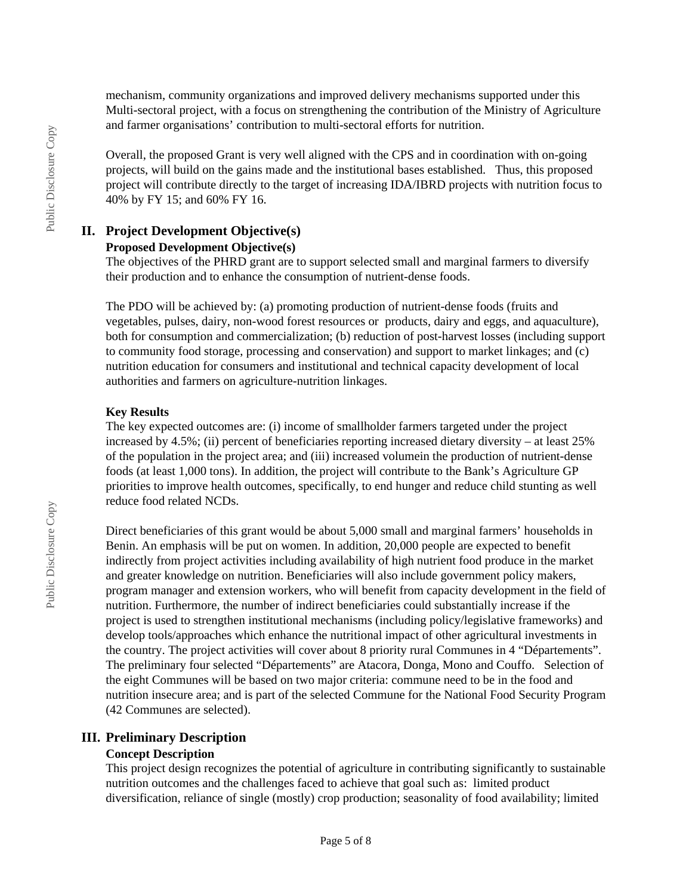mechanism, community organizations and improved delivery mechanisms supported under this Multi-sectoral project, with a focus on strengthening the contribution of the Ministry of Agriculture and farmer organisations' contribution to multi-sectoral efforts for nutrition.

Overall, the proposed Grant is very well aligned with the CPS and in coordination with on-going projects, will build on the gains made and the institutional bases established. Thus, this proposed project will contribute directly to the target of increasing IDA/IBRD projects with nutrition focus to 40% by FY 15; and 60% FY 16.

## II. Project Development Objective(s)

### Proposed Development Objective(s)

The objectives of the PHRD grant are to support selected small and marginal farmers to diversify their production and to enhance the consumption of nutrient-dense foods.

The PDO will be achieved by: (a) promoting production of nutrient-dense foods (fruits and vegetables, pulses, dairy, non-wood forest resources or products, dairy and eggs, and aquaculture), both for consumption and commercialization; (b) reduction of post-harvest losses (including support to community food storage, processing and conservation) and support to market linkages; and (c) nutrition education for consumers and institutional and technical capacity development of local authorities and farmers on agriculture-nutrition linkages.

### Key Results

The key expected outcomes are: (i) income of smallholder farmers targeted under the project increased by 4.5%; (ii) percent of beneficiaries reporting increased dietary diversity – at least 25% of the population in the project area; and (iii) increased volumein the production of nutrient-dense foods (at least 1,000 tons). In addition, the project will contribute to the Bank's Agriculture GP priorities to improve health outcomes, specifically, to end hunger and reduce child stunting as well reduce food related NCDs.

Direct beneficiaries of this grant would be about 5,000 small and marginal farmers' households in Benin. An emphasis will be put on women. In addition, 20,000 people are expected to benefit indirectly from project activities including availability of high nutrient food produce in the market and greater knowledge on nutrition. Beneficiaries will also include government policy makers, program manager and extension workers, who will benefit from capacity development in the field of nutrition. Furthermore, the number of indirect beneficiaries could substantially increase if the project is used to strengthen institutional mechanisms (including policy/legislative frameworks) and develop tools/approaches which enhance the nutritional impact of other agricultural investments in the country. The project activities will cover about 8 priority rural Communes in 4 "Départements". The preliminary four selected "Départements" are Atacora, Donga, Mono and Couffo. Selection of the eight Communes will be based on two major criteria: commune need to be in the food and nutrition insecure area; and is part of the selected Commune for the National Food Security Program (42 Communes are selected).

## III. Preliminary Description

### Concept Description

This project design recognizes the potential of agriculture in contributing significantly to sustainable nutrition outcomes and the challenges faced to achieve that goal such as: limited product diversification, reliance of single (mostly) crop production; seasonality of food availability; limited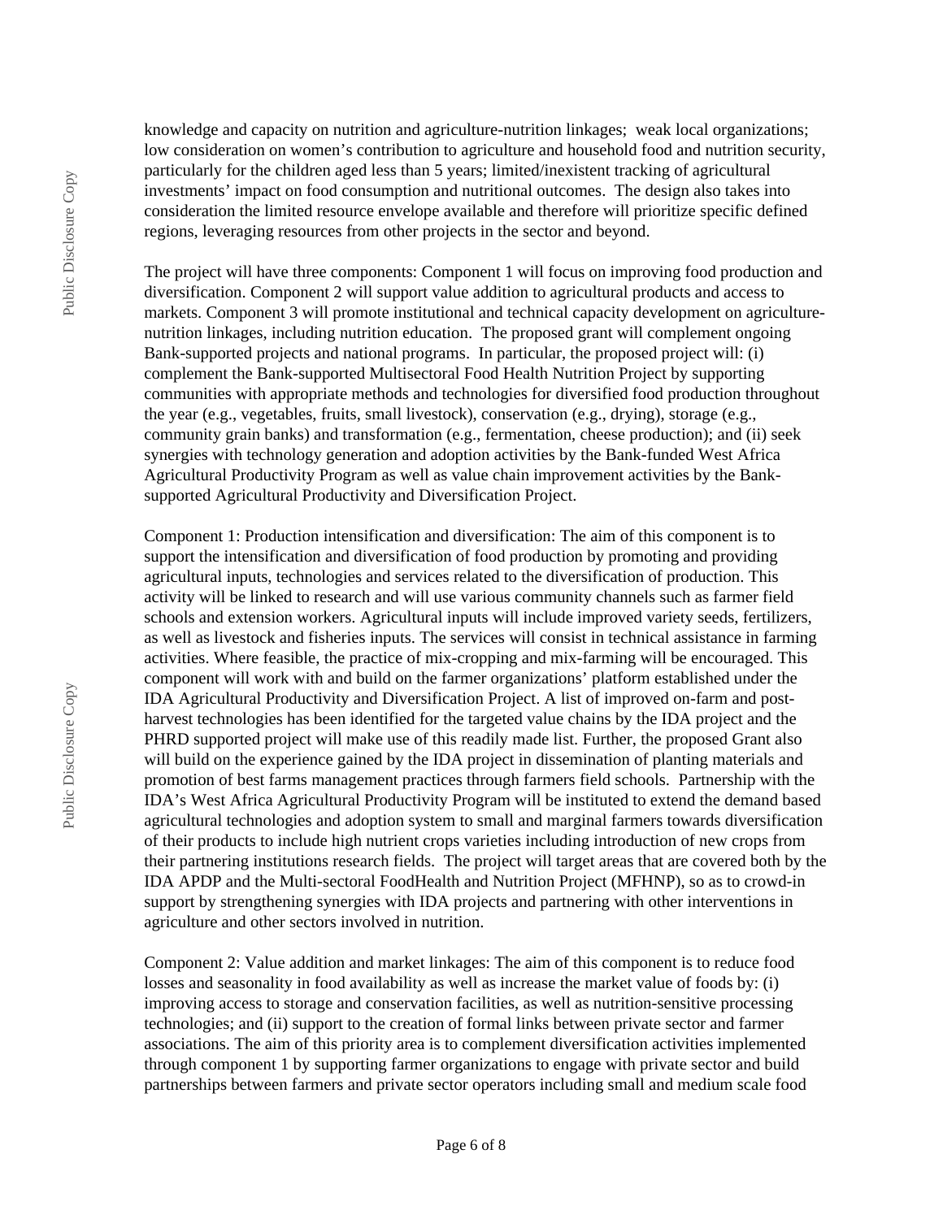knowledge and capacity on nutrition and agriculture-nutrition linkages; weak local organizations; low consideration on women's contribution to agriculture and household food and nutrition security, particularly for the children aged less than 5 years; limited/inexistent tracking of agricultural investments' impact on food consumption and nutritional outcomes. The design also takes into consideration the limited resource envelope available and therefore will prioritize specific defined regions, leveraging resources from other projects in the sector and beyond.

The project will have three components: Component 1 will focus on improving food production and diversification. Component 2 will support value addition to agricultural products and access to markets. Component 3 will promote institutional and technical capacity development on agriculture-nutrition linkages, including nutrition education. The proposed grant will complement ongoing Bank-supported projects and national programs. In particular, the proposed project will: (i) complement the Bank-supported Multisectoral Food Health Nutrition Project by supporting communities with appropriate methods and technologies for diversified food production throughout the year (e.g., vegetables, fruits, small livestock), conservation (e.g., drying), storage (e.g., community grain banks) and transformation (e.g., fermentation, cheese production); and (ii) seek synergies with technology generation and adoption activities by the Bank-funded West Africa Agricultural Productivity Program as well as value chain improvement activities by the Bank-supported Agricultural Productivity and Diversification Project.

Component 1: Production intensification and diversification: The aim of this component is to support the intensification and diversification of food production by promoting and providing agricultural inputs, technologies and services related to the diversification of production. This activity will be linked to research and will use various community channels such as farmer field schools and extension workers. Agricultural inputs will include improved variety seeds, fertilizers, as well as livestock and fisheries inputs. The services will consist in technical assistance in farming activities. Where feasible, the practice of mix-cropping and mix-farming will be encouraged. This component will work with and build on the farmer organizations' platform established under the IDA Agricultural Productivity and Diversification Project. A list of improved on-farm and post-harvest technologies has been identified for the targeted value chains by the IDA project and the PHRD supported project will make use of this readily made list. Further, the proposed Grant also will build on the experience gained by the IDA project in dissemination of planting materials and promotion of best farms management practices through farmers field schools. Partnership with the IDA's West Africa Agricultural Productivity Program will be instituted to extend the demand based agricultural technologies and adoption system to small and marginal farmers towards diversification of their products to include high nutrient crops varieties including introduction of new crops from their partnering institutions research fields. The project will target areas that are covered both by the IDA APDP and the Multi-sectoral FoodHealth and Nutrition Project (MFHNP), so as to crowd-in support by strengthening synergies with IDA projects and partnering with other interventions in agriculture and other sectors involved in nutrition.

Component 2: Value addition and market linkages: The aim of this component is to reduce food losses and seasonality in food availability as well as increase the market value of foods by: (i) improving access to storage and conservation facilities, as well as nutrition-sensitive processing technologies; and (ii) support to the creation of formal links between private sector and farmer associations. The aim of this priority area is to complement diversification activities implemented through component 1 by supporting farmer organizations to engage with private sector and build partnerships between farmers and private sector operators including small and medium scale food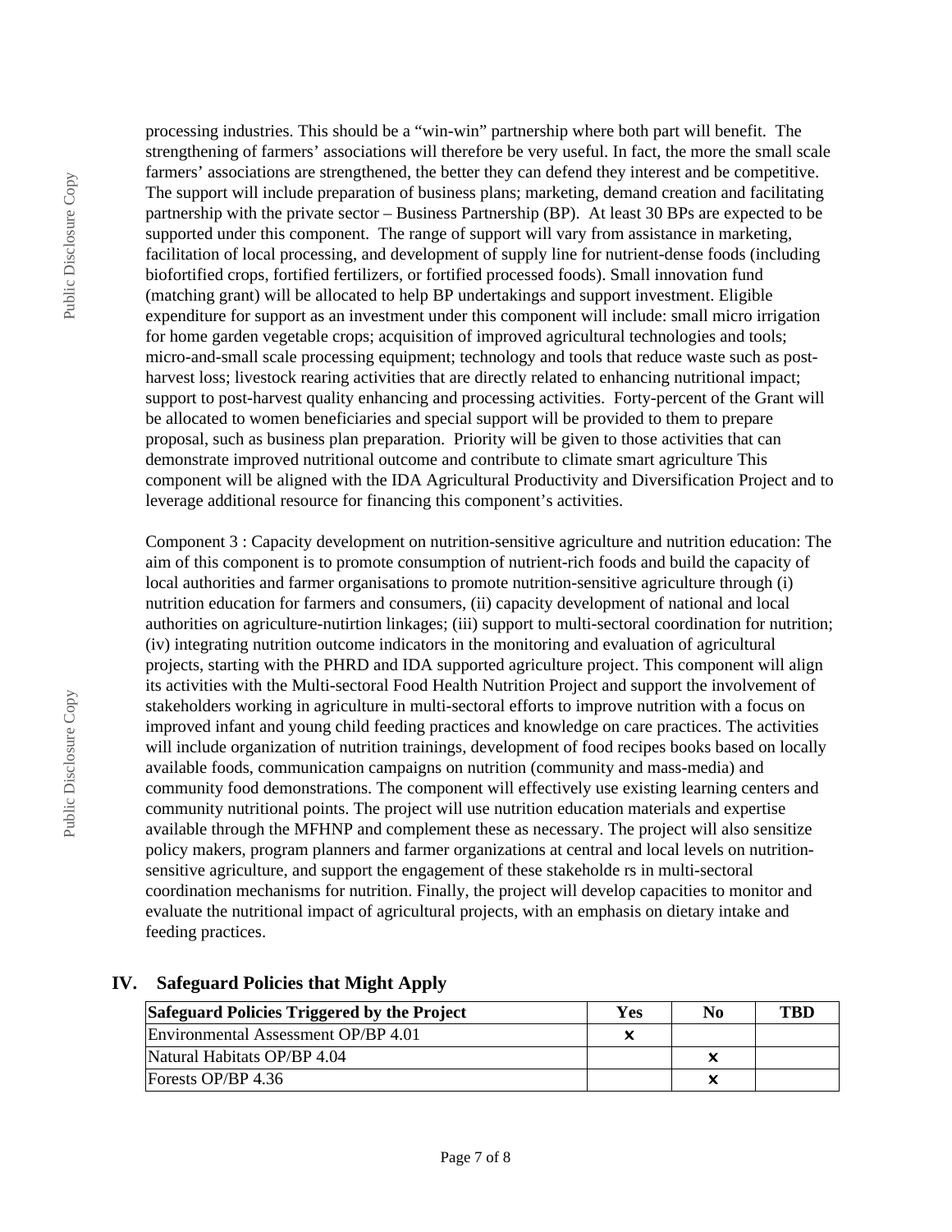processing industries. This should be a "win-win" partnership where both part will benefit. The strengthening of farmers' associations will therefore be very useful. In fact, the more the small scale farmers' associations are strengthened, the better they can defend they interest and be competitive. The support will include preparation of business plans; marketing, demand creation and facilitating partnership with the private sector – Business Partnership (BP). At least 30 BPs are expected to be supported under this component. The range of support will vary from assistance in marketing, facilitation of local processing, and development of supply line for nutrient-dense foods (including biofortified crops, fortified fertilizers, or fortified processed foods). Small innovation fund (matching grant) will be allocated to help BP undertakings and support investment. Eligible expenditure for support as an investment under this component will include: small micro irrigation for home garden vegetable crops; acquisition of improved agricultural technologies and tools; micro-and-small scale processing equipment; technology and tools that reduce waste such as post-harvest loss; livestock rearing activities that are directly related to enhancing nutritional impact; support to post-harvest quality enhancing and processing activities. Forty-percent of the Grant will be allocated to women beneficiaries and special support will be provided to them to prepare proposal, such as business plan preparation. Priority will be given to those activities that can demonstrate improved nutritional outcome and contribute to climate smart agriculture This component will be aligned with the IDA Agricultural Productivity and Diversification Project and to leverage additional resource for financing this component's activities.

Component 3 : Capacity development on nutrition-sensitive agriculture and nutrition education: The aim of this component is to promote consumption of nutrient-rich foods and build the capacity of local authorities and farmer organisations to promote nutrition-sensitive agriculture through (i) nutrition education for farmers and consumers, (ii) capacity development of national and local authorities on agriculture-nutirtion linkages; (iii) support to multi-sectoral coordination for nutrition; (iv) integrating nutrition outcome indicators in the monitoring and evaluation of agricultural projects, starting with the PHRD and IDA supported agriculture project. This component will align its activities with the Multi-sectoral Food Health Nutrition Project and support the involvement of stakeholders working in agriculture in multi-sectoral efforts to improve nutrition with a focus on improved infant and young child feeding practices and knowledge on care practices. The activities will include organization of nutrition trainings, development of food recipes books based on locally available foods, communication campaigns on nutrition (community and mass-media) and community food demonstrations. The component will effectively use existing learning centers and community nutritional points. The project will use nutrition education materials and expertise available through the MFHNP and complement these as necessary. The project will also sensitize policy makers, program planners and farmer organizations at central and local levels on nutrition-sensitive agriculture, and support the engagement of these stakeholde rs in multi-sectoral coordination mechanisms for nutrition. Finally, the project will develop capacities to monitor and evaluate the nutritional impact of agricultural projects, with an emphasis on dietary intake and feeding practices.

## IV. Safeguard Policies that Might Apply

| Safeguard Policies Triggered by the Project | Yes | No | TBD |
|---|---|---|---|
| Environmental Assessment OP/BP 4.01 | x | | |
| Natural Habitats OP/BP 4.04 | | x | |
| Forests OP/BP 4.36 | | x | |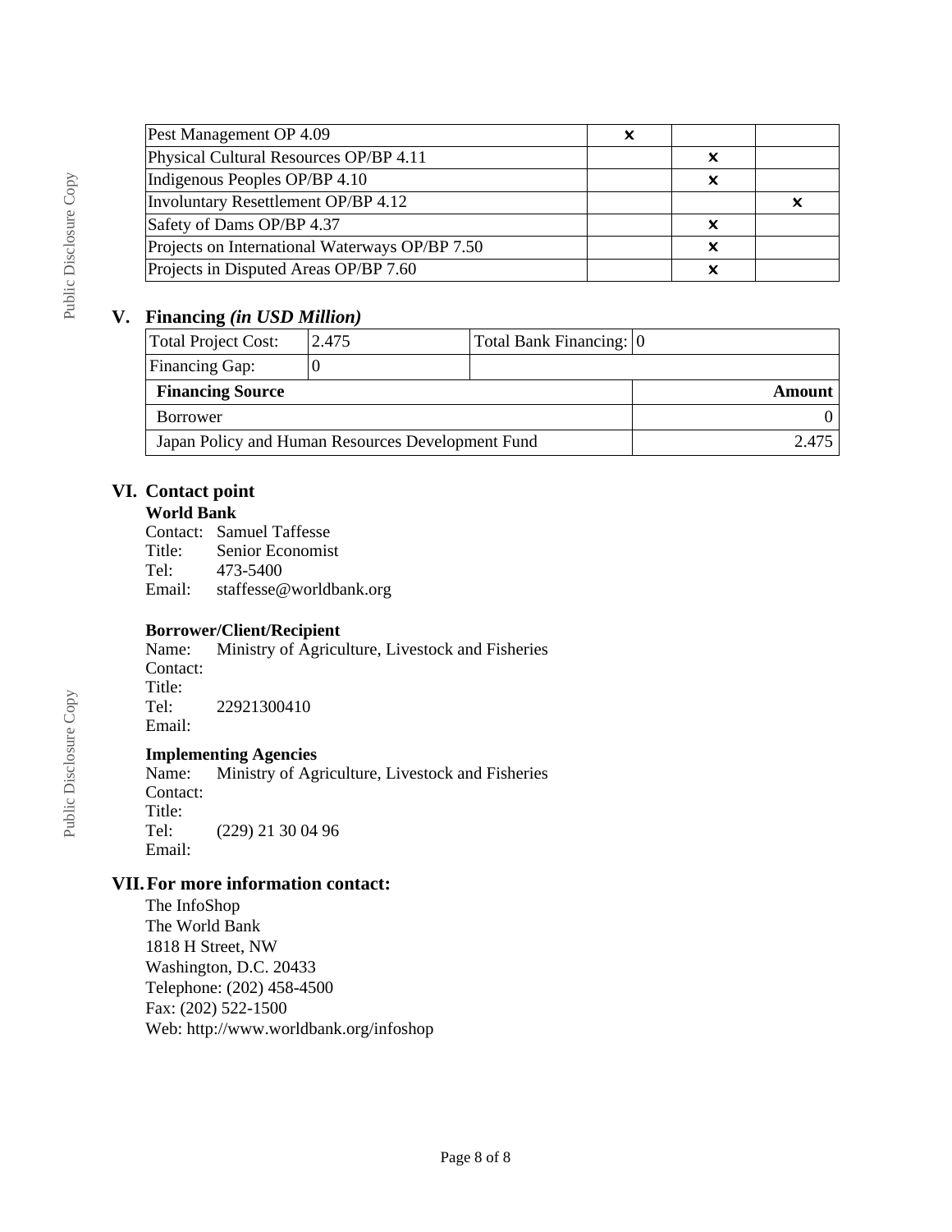| | | | |
|---|---|---|---|
| Pest Management OP 4.09 | ✕ | | |
| Physical Cultural Resources OP/BP 4.11 | | ✕ | |
| Indigenous Peoples OP/BP 4.10 | | ✕ | |
| Involuntary Resettlement OP/BP 4.12 | | | ✕ |
| Safety of Dams OP/BP 4.37 | | ✕ | |
| Projects on International Waterways OP/BP 7.50 | | ✕ | |
| Projects in Disputed Areas OP/BP 7.60 | | ✕ | |

## V. Financing *(in USD Million)*

| | | | |
|---|---|---|---|
| Total Project Cost: | 2.475 | Total Bank Financing: | 0 |
| Financing Gap: | 0 | | |

| Financing Source | Amount |
|---|---|
| Borrower | 0 |
| Japan Policy and Human Resources Development Fund | 2.475 |

## VI. Contact point

**World Bank**

Contact: Samuel Taffesse
Title: Senior Economist
Tel: 473-5400
Email: staffesse@worldbank.org

**Borrower/Client/Recipient**

Name: Ministry of Agriculture, Livestock and Fisheries
Contact:
Title:
Tel: 22921300410
Email:

**Implementing Agencies**

Name: Ministry of Agriculture, Livestock and Fisheries
Contact:
Title:
Tel: (229) 21 30 04 96
Email:

## VII. For more information contact:

The InfoShop
The World Bank
1818 H Street, NW
Washington, D.C. 20433
Telephone: (202) 458-4500
Fax: (202) 522-1500
Web: http://www.worldbank.org/infoshop